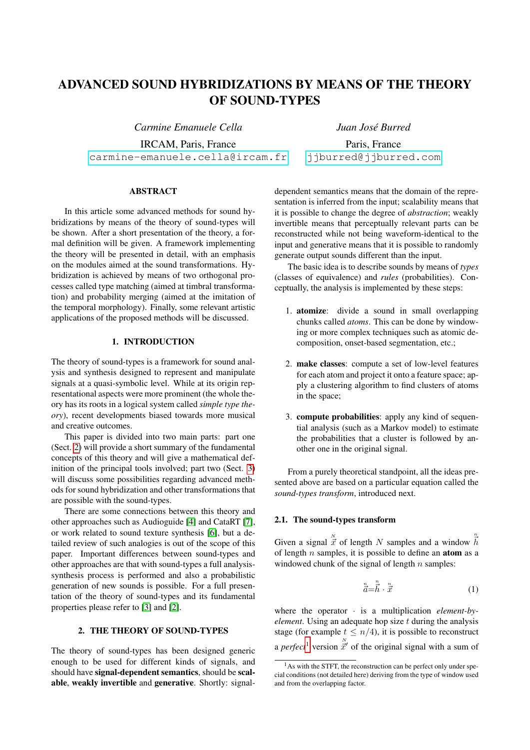# ADVANCED SOUND HYBRIDIZATIONS BY MEANS OF THE THEORY OF SOUND-TYPES

*Carmine Emanuele Cella*
IRCAM, Paris, France
carmine-emanuele.cella@ircam.fr

*Juan José Burred*
Paris, France
jjburred@jjburred.com

## ABSTRACT

In this article some advanced methods for sound hybridizations by means of the theory of sound-types will be shown. After a short presentation of the theory, a formal definition will be given. A framework implementing the theory will be presented in detail, with an emphasis on the modules aimed at the sound transformations. Hybridization is achieved by means of two orthogonal processes called type matching (aimed at timbral transformation) and probability merging (aimed at the imitation of the temporal morphology). Finally, some relevant artistic applications of the proposed methods will be discussed.

## 1. INTRODUCTION

The theory of sound-types is a framework for sound analysis and synthesis designed to represent and manipulate signals at a quasi-symbolic level. While at its origin representational aspects were more prominent (the whole theory has its roots in a logical system called *simple type theory*), recent developments biased towards more musical and creative outcomes.

This paper is divided into two main parts: part one (Sect. 2) will provide a short summary of the fundamental concepts of this theory and will give a mathematical definition of the principal tools involved; part two (Sect. 3) will discuss some possibilities regarding advanced methods for sound hybridization and other transformations that are possible with the sound-types.

There are some connections between this theory and other approaches such as Audioguide [4] and CataRT [7], or work related to sound texture synthesis [6], but a detailed review of such analogies is out of the scope of this paper. Important differences between sound-types and other approaches are that with sound-types a full analysis-synthesis process is performed and also a probabilistic generation of new sounds is possible. For a full presentation of the theory of sound-types and its fundamental properties please refer to [3] and [2].

## 2. THE THEORY OF SOUND-TYPES

The theory of sound-types has been designed generic enough to be used for different kinds of signals, and should have **signal-dependent semantics**, should be **scalable**, **weakly invertible** and **generative**. Shortly: signal-dependent semantics means that the domain of the representation is inferred from the input; scalability means that it is possible to change the degree of *abstraction*; weakly invertible means that perceptually relevant parts can be reconstructed while not being waveform-identical to the input and generative means that it is possible to randomly generate output sounds different than the input.

The basic idea is to describe sounds by means of *types* (classes of equivalence) and *rules* (probabilities). Conceptually, the analysis is implemented by these steps:

1. **atomize**: divide a sound in small overlapping chunks called *atoms*. This can be done by windowing or more complex techniques such as atomic decomposition, onset-based segmentation, etc.;
2. **make classes**: compute a set of low-level features for each atom and project it onto a feature space; apply a clustering algorithm to find clusters of atoms in the space;
3. **compute probabilities**: apply any kind of sequential analysis (such as a Markov model) to estimate the probabilities that a cluster is followed by another one in the original signal.

From a purely theoretical standpoint, all the ideas presented above are based on a particular equation called the *sound-types transform*, introduced next.

### 2.1. The sound-types transform

Given a signal $\overset{N}{\vec{x}}$ of length $N$ samples and a window $\overset{n}{\vec{h}}$ of length $n$ samples, it is possible to define an **atom** as a windowed chunk of the signal of length $n$ samples:

$$\overset{n}{\vec{a}} = \overset{n}{\vec{h}} \cdot \overset{n}{\vec{x}} \tag{1}$$

where the operator $\cdot$ is a multiplication *element-by-element*. Using an adequate hop size $t$ during the analysis stage (for example $t \leq n/4$), it is possible to reconstruct a *perfect*[1] version $\overset{N}{\vec{x}}'$ of the original signal with a sum of

[1] As with the STFT, the reconstruction can be perfect only under special conditions (not detailed here) deriving from the type of window used and from the overlapping factor.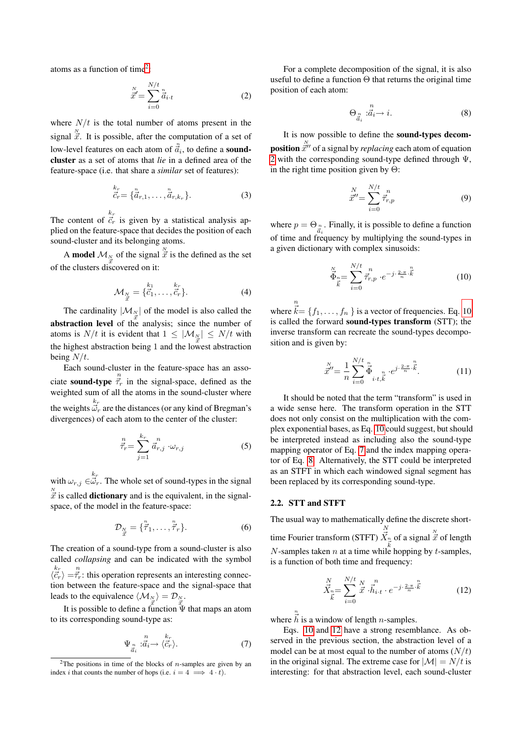atoms as a function of time[2]:

$$\overset{N}{\vec{x}}' = \sum_{i=0}^{N/t} \overset{n}{\vec{a}}_{i \cdot t} \tag{2}$$

where $N/t$ is the total number of atoms present in the signal $\overset{N}{\vec{x}}$. It is possible, after the computation of a set of low-level features on each atom of $\overset{n}{\vec{a}}_i$, to define a **sound-cluster** as a set of atoms that *lie* in a defined area of the feature-space (i.e. that share a *similar* set of features):

$$\overset{k_r}{\vec{c}_r} = \{\overset{n}{\vec{a}}_{r,1}, \ldots, \overset{n}{\vec{a}}_{r,k_r}\}. \tag{3}$$

The content of $\overset{k_r}{\vec{c}_r}$ is given by a statistical analysis applied on the feature-space that decides the position of each sound-cluster and its belonging atoms.

A **model** $\mathcal{M}_{\overset{N}{\vec{x}}}$ of the signal $\overset{N}{\vec{x}}$ is the defined as the set of the clusters discovered on it:

$$\mathcal{M}_{\overset{N}{\vec{x}}} = \{\overset{k_1}{\vec{c}_1}, \ldots, \overset{k_r}{\vec{c}_r}\}. \tag{4}$$

The cardinality $|\mathcal{M}_{\overset{N}{\vec{x}}}|$ of the model is also called the **abstraction level** of the analysis; since the number of atoms is $N/t$ it is evident that $1 \leq |\mathcal{M}_{\overset{N}{\vec{x}}}| \leq N/t$ with the highest abstraction being 1 and the lowest abstraction being $N/t$.

Each sound-cluster in the feature-space has an associate **sound-type** $\overset{n}{\vec{\tau}_r}$ in the signal-space, defined as the weighted sum of all the atoms in the sound-cluster where the weights $\overset{k_r}{\vec{\omega}_r}$ are the distances (or any kind of Bregman's divergences) of each atom to the center of the cluster:

$$\overset{n}{\vec{\tau}_r} = \sum_{j=1}^{k_r} \overset{n}{\vec{a}}_{r,j} \cdot \omega_{r,j} \tag{5}$$

with $\omega_{r,j} \in \overset{k_r}{\vec{\omega}_r}$. The whole set of sound-types in the signal $\overset{N}{\vec{x}}$ is called **dictionary** and is the equivalent, in the signal-space, of the model in the feature-space:

$$\mathcal{D}_{\overset{N}{\vec{x}}} = \{\overset{n}{\vec{\tau}_1}, \ldots, \overset{n}{\vec{\tau}_r}\}. \tag{6}$$

The creation of a sound-type from a sound-cluster is also called *collapsing* and can be indicated with the symbol $\langle \overset{k_r}{\vec{c}_r} \rangle = \overset{n}{\vec{\tau}_r}$: this operation represents an interesting connection between the feature-space and the signal-space that leads to the equivalence $\langle \mathcal{M}_{\overset{N}{\vec{x}}} \rangle = \mathcal{D}_{\overset{N}{\vec{x}}}$.

It is possible to define a function $\Psi$ that maps an atom to its corresponding sound-type as:

$$\Psi_{\overset{n}{\vec{a}}_i} : \overset{n}{\vec{a}}_i \rightarrow \langle \overset{k_r}{\vec{c}_r} \rangle. \tag{7}$$

[2] The positions in time of the blocks of $n$-samples are given by an index $i$ that counts the number of hops (i.e. $i = 4 \implies 4 \cdot t$).

For a complete decomposition of the signal, it is also useful to define a function $\Theta$ that returns the original time position of each atom:

$$\Theta_{\overset{n}{\vec{a}}_i} : \overset{n}{\vec{a}}_i \rightarrow i. \tag{8}$$

It is now possible to define the **sound-types decomposition** $\overset{N}{\vec{x}}''$ of a signal by *replacing* each atom of equation 2 with the corresponding sound-type defined through $\Psi$, in the right time position given by $\Theta$:

$$\overset{N}{\vec{x}}'' = \sum_{i=0}^{N/t} \overset{n}{\vec{\tau}}_{r,p} \tag{9}$$

where $p = \Theta_{\overset{n}{\vec{a}}_i}$. Finally, it is possible to define a function of time and frequency by multiplying the sound-types in a given dictionary with complex sinusoids:

$$\overset{N}{\Phi}_{\overset{n}{\vec{k}}} = \sum_{i=0}^{N/t} \overset{n}{\vec{\tau}}_{r,p} \cdot e^{-j \cdot \frac{2 \cdot \pi}{n} \cdot \overset{n}{\vec{k}}} \tag{10}$$

where $\overset{n}{\vec{k}} = \{f_1, \ldots, f_n\}$ is a vector of frequencies. Eq. 10 is called the forward **sound-types transform** (STT); the inverse transform can recreate the sound-types decomposition and is given by:

$$\overset{N}{\vec{x}}'' = \frac{1}{n} \sum_{i=0}^{N/t} \overset{n}{\Phi}_{i \cdot t, \overset{n}{\vec{k}}} \cdot e^{j \cdot \frac{2 \cdot \pi}{n} \cdot \overset{n}{\vec{k}}}. \tag{11}$$

It should be noted that the term "transform" is used in a wide sense here. The transform operation in the STT does not only consist on the multiplication with the complex exponential bases, as Eq. 10 could suggest, but should be interpreted instead as including also the sound-type mapping operator of Eq. 7 and the index mapping operator of Eq. 8. Alternatively, the STT could be interpreted as an STFT in which each windowed signal segment has been replaced by its corresponding sound-type.

## 2.2. STT and STFT

The usual way to mathematically define the discrete short-time Fourier transform (STFT) $\overset{N}{X}_{\vec{k}}$ of a signal $\overset{N}{\vec{x}}$ of length $N$-samples taken $n$ at a time while hopping by $t$-samples, is a function of both time and frequency:

$$\overset{N}{X}_{\overset{n}{\vec{k}}} = \sum_{i=0}^{N/t} \overset{N}{\vec{x}} \cdot \overset{n}{\vec{h}}_{i \cdot t} \cdot e^{-j \cdot \frac{2 \cdot \pi}{n} \cdot \overset{n}{\vec{k}}} \tag{12}$$

where $\overset{n}{\vec{h}}$ is a window of length $n$-samples.

Eqs. 10 and 12 have a strong resemblance. As observed in the previous section, the abstraction level of a model can be at most equal to the number of atoms $(N/t)$ in the original signal. The extreme case for $|\mathcal{M}| = N/t$ is interesting: for that abstraction level, each sound-cluster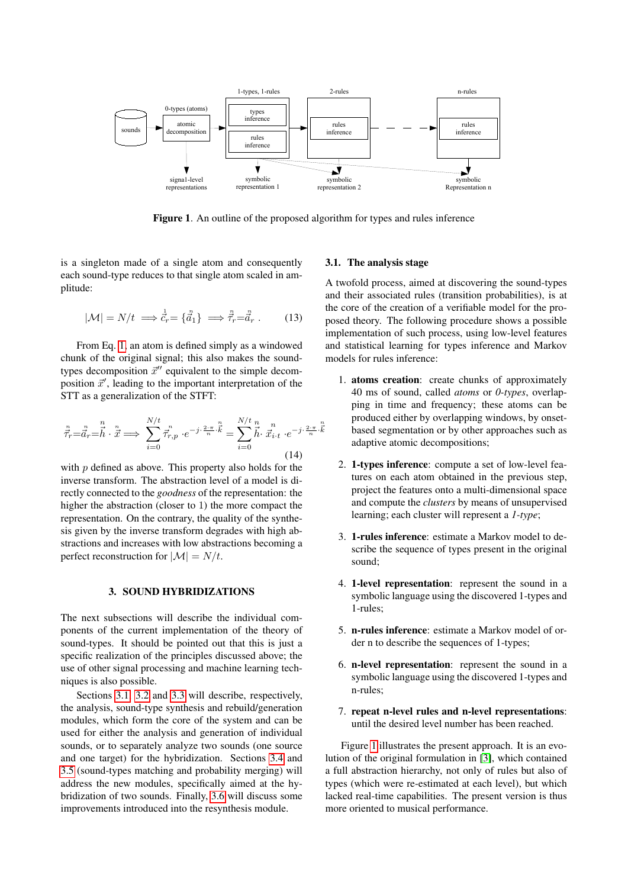Figure 1. An outline of the proposed algorithm for types and rules inference

is a singleton made of a single atom and consequently each sound-type reduces to that single atom scaled in amplitude:

$$|\mathcal{M}| = N/t \implies \overset{1}{\vec{c}}_r = \{\overset{n}{\vec{a}}_1\} \implies \overset{n}{\vec{\tau}}_r = \overset{n}{\vec{a}}_r \, . \tag{13}$$

From Eq. 1, an atom is defined simply as a windowed chunk of the original signal; this also makes the sound-types decomposition $\vec{x}''$ equivalent to the simple decomposition $\vec{x}'$, leading to the important interpretation of the STT as a generalization of the STFT:

$$\overset{n}{\vec{\tau}}_r = \overset{n}{\vec{a}}_r = \overset{n}{\vec{h}} \cdot \overset{n}{\vec{x}} \implies \sum_{i=0}^{N/t} \overset{n}{\vec{\tau}}_{r,p} \cdot e^{-j \cdot \frac{2 \cdot \pi}{n} \cdot \overset{n}{\vec{k}}} = \sum_{i=0}^{N/t} \overset{n}{\vec{h}} \cdot \overset{n}{\vec{x}}_{i \cdot t} \cdot e^{-j \cdot \frac{2 \cdot \pi}{n} \cdot \overset{n}{\vec{k}}} \tag{14}$$

with $p$ defined as above. This property also holds for the inverse transform. The abstraction level of a model is directly connected to the *goodness* of the representation: the higher the abstraction (closer to 1) the more compact the representation. On the contrary, the quality of the synthesis given by the inverse transform degrades with high abstractions and increases with low abstractions becoming a perfect reconstruction for $|\mathcal{M}| = N/t$.

## 3. SOUND HYBRIDIZATIONS

The next subsections will describe the individual components of the current implementation of the theory of sound-types. It should be pointed out that this is just a specific realization of the principles discussed above; the use of other signal processing and machine learning techniques is also possible.

Sections 3.1, 3.2 and 3.3 will describe, respectively, the analysis, sound-type synthesis and rebuild/generation modules, which form the core of the system and can be used for either the analysis and generation of individual sounds, or to separately analyze two sounds (one source and one target) for the hybridization. Sections 3.4 and 3.5 (sound-types matching and probability merging) will address the new modules, specifically aimed at the hybridization of two sounds. Finally, 3.6 will discuss some improvements introduced into the resynthesis module.

### 3.1. The analysis stage

A twofold process, aimed at discovering the sound-types and their associated rules (transition probabilities), is at the core of the creation of a verifiable model for the proposed theory. The following procedure shows a possible implementation of such process, using low-level features and statistical learning for types inference and Markov models for rules inference:

1. **atoms creation**: create chunks of approximately 40 ms of sound, called *atoms* or *0-types*, overlapping in time and frequency; these atoms can be produced either by overlapping windows, by onset-based segmentation or by other approaches such as adaptive atomic decompositions;

2. **1-types inference**: compute a set of low-level features on each atom obtained in the previous step, project the features onto a multi-dimensional space and compute the *clusters* by means of unsupervised learning; each cluster will represent a *1-type*;

3. **1-rules inference**: estimate a Markov model to describe the sequence of types present in the original sound;

4. **1-level representation**: represent the sound in a symbolic language using the discovered 1-types and 1-rules;

5. **n-rules inference**: estimate a Markov model of order n to describe the sequences of 1-types;

6. **n-level representation**: represent the sound in a symbolic language using the discovered 1-types and n-rules;

7. **repeat n-level rules and n-level representations**: until the desired level number has been reached.

Figure 1 illustrates the present approach. It is an evolution of the original formulation in [3], which contained a full abstraction hierarchy, not only of rules but also of types (which were re-estimated at each level), but which lacked real-time capabilities. The present version is thus more oriented to musical performance.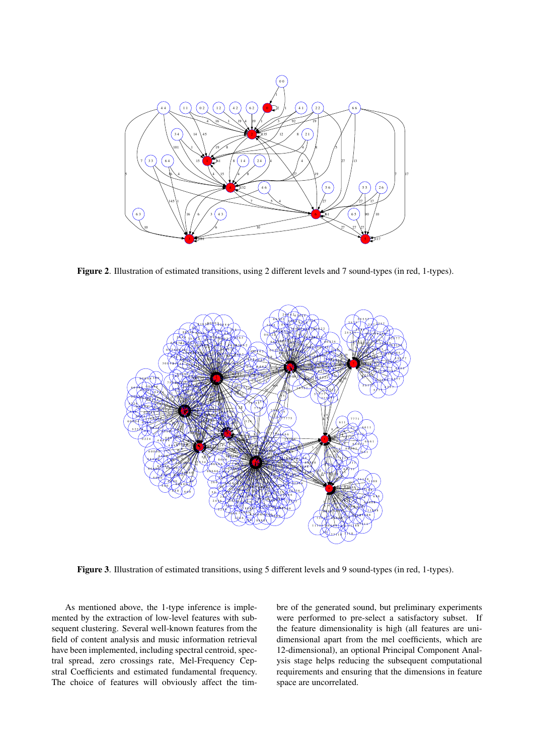**Figure 2**. Illustration of estimated transitions, using 2 different levels and 7 sound-types (in red, 1-types).

**Figure 3**. Illustration of estimated transitions, using 5 different levels and 9 sound-types (in red, 1-types).

As mentioned above, the 1-type inference is implemented by the extraction of low-level features with subsequent clustering. Several well-known features from the field of content analysis and music information retrieval have been implemented, including spectral centroid, spectral spread, zero crossings rate, Mel-Frequency Cepstral Coefficients and estimated fundamental frequency. The choice of features will obviously affect the timbre of the generated sound, but preliminary experiments were performed to pre-select a satisfactory subset. If the feature dimensionality is high (all features are unidimensional apart from the mel coefficients, which are 12-dimensional), an optional Principal Component Analysis stage helps reducing the subsequent computational requirements and ensuring that the dimensions in feature space are uncorrelated.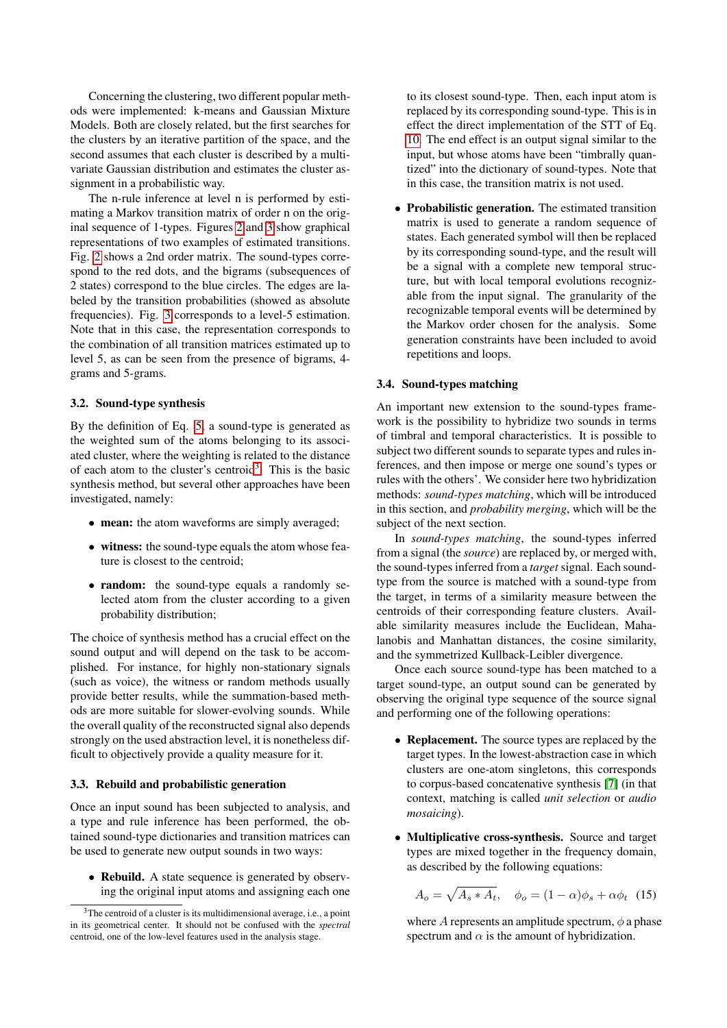Concerning the clustering, two different popular methods were implemented: k-means and Gaussian Mixture Models. Both are closely related, but the first searches for the clusters by an iterative partition of the space, and the second assumes that each cluster is described by a multivariate Gaussian distribution and estimates the cluster assignment in a probabilistic way.

The n-rule inference at level n is performed by estimating a Markov transition matrix of order n on the original sequence of 1-types. Figures 2 and 3 show graphical representations of two examples of estimated transitions. Fig. 2 shows a 2nd order matrix. The sound-types correspond to the red dots, and the bigrams (subsequences of 2 states) correspond to the blue circles. The edges are labeled by the transition probabilities (showed as absolute frequencies). Fig. 3 corresponds to a level-5 estimation. Note that in this case, the representation corresponds to the combination of all transition matrices estimated up to level 5, as can be seen from the presence of bigrams, 4-grams and 5-grams.

### 3.2. Sound-type synthesis

By the definition of Eq. 5, a sound-type is generated as the weighted sum of the atoms belonging to its associated cluster, where the weighting is related to the distance of each atom to the cluster's centroid[3]. This is the basic synthesis method, but several other approaches have been investigated, namely:

- **mean:** the atom waveforms are simply averaged;
- **witness:** the sound-type equals the atom whose feature is closest to the centroid;
- **random:** the sound-type equals a randomly selected atom from the cluster according to a given probability distribution;

The choice of synthesis method has a crucial effect on the sound output and will depend on the task to be accomplished. For instance, for highly non-stationary signals (such as voice), the witness or random methods usually provide better results, while the summation-based methods are more suitable for slower-evolving sounds. While the overall quality of the reconstructed signal also depends strongly on the used abstraction level, it is nonetheless difficult to objectively provide a quality measure for it.

### 3.3. Rebuild and probabilistic generation

Once an input sound has been subjected to analysis, and a type and rule inference has been performed, the obtained sound-type dictionaries and transition matrices can be used to generate new output sounds in two ways:

- **Rebuild.** A state sequence is generated by observing the original input atoms and assigning each one to its closest sound-type. Then, each input atom is replaced by its corresponding sound-type. This is in effect the direct implementation of the STT of Eq. 10. The end effect is an output signal similar to the input, but whose atoms have been "timbrally quantized" into the dictionary of sound-types. Note that in this case, the transition matrix is not used.
- **Probabilistic generation.** The estimated transition matrix is used to generate a random sequence of states. Each generated symbol will then be replaced by its corresponding sound-type, and the result will be a signal with a complete new temporal structure, but with local temporal evolutions recognizable from the input signal. The granularity of the recognizable temporal events will be determined by the Markov order chosen for the analysis. Some generation constraints have been included to avoid repetitions and loops.

### 3.4. Sound-types matching

An important new extension to the sound-types framework is the possibility to hybridize two sounds in terms of timbral and temporal characteristics. It is possible to subject two different sounds to separate types and rules inferences, and then impose or merge one sound's types or rules with the others'. We consider here two hybridization methods: *sound-types matching*, which will be introduced in this section, and *probability merging*, which will be the subject of the next section.

In *sound-types matching*, the sound-types inferred from a signal (the *source*) are replaced by, or merged with, the sound-types inferred from a *target* signal. Each sound-type from the source is matched with a sound-type from the target, in terms of a similarity measure between the centroids of their corresponding feature clusters. Available similarity measures include the Euclidean, Mahalanobis and Manhattan distances, the cosine similarity, and the symmetrized Kullback-Leibler divergence.

Once each source sound-type has been matched to a target sound-type, an output sound can be generated by observing the original type sequence of the source signal and performing one of the following operations:

- **Replacement.** The source types are replaced by the target types. In the lowest-abstraction case in which clusters are one-atom singletons, this corresponds to corpus-based concatenative synthesis [7] (in that context, matching is called *unit selection* or *audio mosaicing*).
- **Multiplicative cross-synthesis.** Source and target types are mixed together in the frequency domain, as described by the following equations:

$$A_o = \sqrt{A_s * A_t}, \quad \phi_o = (1-\alpha)\phi_s + \alpha\phi_t \quad (15)$$

where $A$ represents an amplitude spectrum, $\phi$ a phase spectrum and $\alpha$ is the amount of hybridization.

[3] The centroid of a cluster is its multidimensional average, i.e., a point in its geometrical center. It should not be confused with the *spectral* centroid, one of the low-level features used in the analysis stage.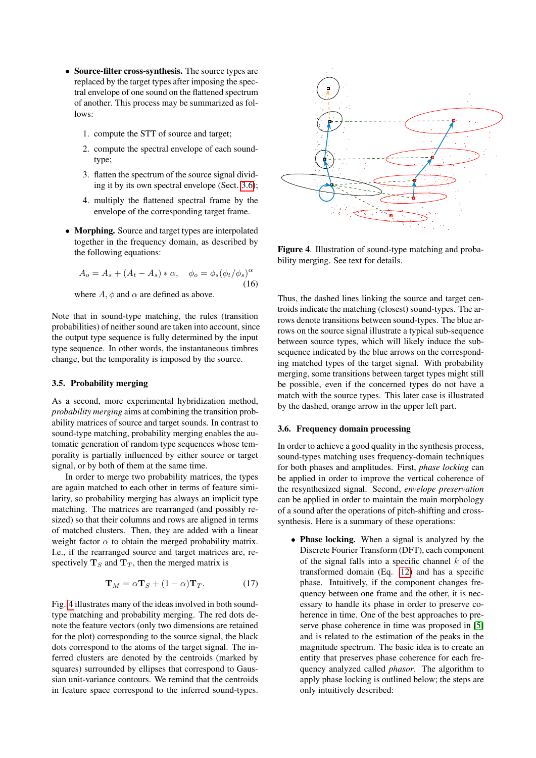- **Source-filter cross-synthesis.** The source types are replaced by the target types after imposing the spectral envelope of one sound on the flattened spectrum of another. This process may be summarized as follows:

  1. compute the STT of source and target;
  2. compute the spectral envelope of each sound-type;
  3. flatten the spectrum of the source signal dividing it by its own spectral envelope (Sect. 3.6);
  4. multiply the flattened spectral frame by the envelope of the corresponding target frame.

- **Morphing.** Source and target types are interpolated together in the frequency domain, as described by the following equations:

$$A_o = A_s + (A_t - A_s) * \alpha, \quad \phi_o = \phi_s(\phi_t/\phi_s)^{\alpha} \tag{16}$$

  where $A, \phi$ and $\alpha$ are defined as above.

Note that in sound-type matching, the rules (transition probabilities) of neither sound are taken into account, since the output type sequence is fully determined by the input type sequence. In other words, the instantaneous timbres change, but the temporality is imposed by the source.

### 3.5. Probability merging

As a second, more experimental hybridization method, *probability merging* aims at combining the transition probability matrices of source and target sounds. In contrast to sound-type matching, probability merging enables the automatic generation of random type sequences whose temporality is partially influenced by either source or target signal, or by both of them at the same time.

In order to merge two probability matrices, the types are again matched to each other in terms of feature similarity, so probability merging has always an implicit type matching. The matrices are rearranged (and possibly resized) so that their columns and rows are aligned in terms of matched clusters. Then, they are added with a linear weight factor $\alpha$ to obtain the merged probability matrix. I.e., if the rearranged source and target matrices are, respectively $\mathbf{T}_S$ and $\mathbf{T}_T$, then the merged matrix is

$$\mathbf{T}_M = \alpha\mathbf{T}_S + (1-\alpha)\mathbf{T}_T. \tag{17}$$

Fig. 4 illustrates many of the ideas involved in both sound-type matching and probability merging. The red dots denote the feature vectors (only two dimensions are retained for the plot) corresponding to the source signal, the black dots correspond to the atoms of the target signal. The inferred clusters are denoted by the centroids (marked by squares) surrounded by ellipses that correspond to Gaussian unit-variance contours. We remind that the centroids in feature space correspond to the inferred sound-types.

**Figure 4**. Illustration of sound-type matching and probability merging. See text for details.

Thus, the dashed lines linking the source and target centroids indicate the matching (closest) sound-types. The arrows denote transitions between sound-types. The blue arrows on the source signal illustrate a typical sub-sequence between source types, which will likely induce the subsequence indicated by the blue arrows on the corresponding matched types of the target signal. With probability merging, some transitions between target types might still be possible, even if the concerned types do not have a match with the source types. This later case is illustrated by the dashed, orange arrow in the upper left part.

### 3.6. Frequency domain processing

In order to achieve a good quality in the synthesis process, sound-types matching uses frequency-domain techniques for both phases and amplitudes. First, *phase locking* can be applied in order to improve the vertical coherence of the resynthesized signal. Second, *envelope preservation* can be applied in order to maintain the main morphology of a sound after the operations of pitch-shifting and cross-synthesis. Here is a summary of these operations:

- **Phase locking.** When a signal is analyzed by the Discrete Fourier Transform (DFT), each component of the signal falls into a specific channel $k$ of the transformed domain (Eq. 12) and has a specific phase. Intuitively, if the component changes frequency between one frame and the other, it is necessary to handle its phase in order to preserve coherence in time. One of the best approaches to preserve phase coherence in time was proposed in [5] and is related to the estimation of the peaks in the magnitude spectrum. The basic idea is to create an entity that preserves phase coherence for each frequency analyzed called *phasor*. The algorithm to apply phase locking is outlined below; the steps are only intuitively described: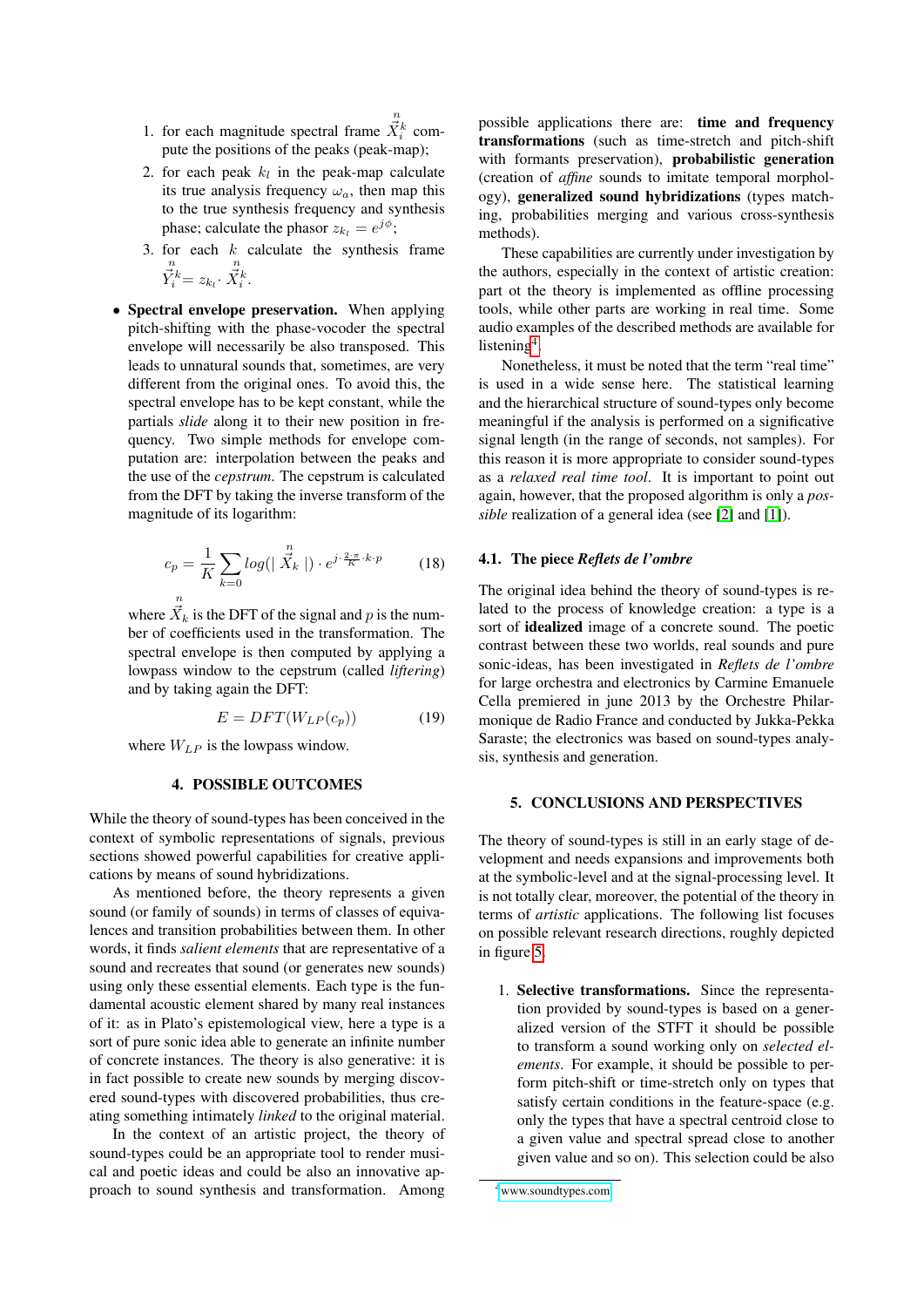1. for each magnitude spectral frame $\overset{n}{\vec{X}_i^k}$ compute the positions of the peaks (peak-map);
2. for each peak $k_l$ in the peak-map calculate its true analysis frequency $\omega_a$, then map this to the true synthesis frequency and synthesis phase; calculate the phasor $z_{k_l} = e^{j\phi}$;
3. for each $k$ calculate the synthesis frame $\overset{n}{\vec{Y}_i^k} = z_{k_l} \cdot \overset{n}{\vec{X}_i^k}$.

- **Spectral envelope preservation.** When applying pitch-shifting with the phase-vocoder the spectral envelope will necessarily be also transposed. This leads to unnatural sounds that, sometimes, are very different from the original ones. To avoid this, the spectral envelope has to be kept constant, while the partials *slide* along it to their new position in frequency. Two simple methods for envelope computation are: interpolation between the peaks and the use of the *cepstrum*. The cepstrum is calculated from the DFT by taking the inverse transform of the magnitude of its logarithm:

$$c_p = \frac{1}{K} \sum_{k=0} log(|\ \overset{n}{\vec{X}_k}\ |) \cdot e^{j \cdot \frac{2 \cdot \pi}{K} \cdot k \cdot p} \tag{18}$$

where $\overset{n}{\vec{X}_k}$ is the DFT of the signal and $p$ is the number of coefficients used in the transformation. The spectral envelope is then computed by applying a lowpass window to the cepstrum (called *liftering*) and by taking again the DFT:

$$E = DFT(W_{LP}(c_p)) \tag{19}$$

where $W_{LP}$ is the lowpass window.

## 4. POSSIBLE OUTCOMES

While the theory of sound-types has been conceived in the context of symbolic representations of signals, previous sections showed powerful capabilities for creative applications by means of sound hybridizations.

As mentioned before, the theory represents a given sound (or family of sounds) in terms of classes of equivalences and transition probabilities between them. In other words, it finds *salient elements* that are representative of a sound and recreates that sound (or generates new sounds) using only these essential elements. Each type is the fundamental acoustic element shared by many real instances of it: as in Plato's epistemological view, here a type is a sort of pure sonic idea able to generate an infinite number of concrete instances. The theory is also generative: it is in fact possible to create new sounds by merging discovered sound-types with discovered probabilities, thus creating something intimately *linked* to the original material.

In the context of an artistic project, the theory of sound-types could be an appropriate tool to render musical and poetic ideas and could be also an innovative approach to sound synthesis and transformation. Among possible applications there are: **time and frequency transformations** (such as time-stretch and pitch-shift with formants preservation), **probabilistic generation** (creation of *affine* sounds to imitate temporal morphology), **generalized sound hybridizations** (types matching, probabilities merging and various cross-synthesis methods).

These capabilities are currently under investigation by the authors, especially in the context of artistic creation: part ot the theory is implemented as offline processing tools, while other parts are working in real time. Some audio examples of the described methods are available for listening[4].

Nonetheless, it must be noted that the term "real time" is used in a wide sense here. The statistical learning and the hierarchical structure of sound-types only become meaningful if the analysis is performed on a significative signal length (in the range of seconds, not samples). For this reason it is more appropriate to consider sound-types as a *relaxed real time tool*. It is important to point out again, however, that the proposed algorithm is only a *possible* realization of a general idea (see [2] and [1]).

### 4.1. The piece *Reflets de l'ombre*

The original idea behind the theory of sound-types is related to the process of knowledge creation: a type is a sort of **idealized** image of a concrete sound. The poetic contrast between these two worlds, real sounds and pure sonic-ideas, has been investigated in *Reflets de l'ombre* for large orchestra and electronics by Carmine Emanuele Cella premiered in june 2013 by the Orchestre Philarmonique de Radio France and conducted by Jukka-Pekka Saraste; the electronics was based on sound-types analysis, synthesis and generation.

## 5. CONCLUSIONS AND PERSPECTIVES

The theory of sound-types is still in an early stage of development and needs expansions and improvements both at the symbolic-level and at the signal-processing level. It is not totally clear, moreover, the potential of the theory in terms of *artistic* applications. The following list focuses on possible relevant research directions, roughly depicted in figure 5.

1. **Selective transformations.** Since the representation provided by sound-types is based on a generalized version of the STFT it should be possible to transform a sound working only on *selected elements*. For example, it should be possible to perform pitch-shift or time-stretch only on types that satisfy certain conditions in the feature-space (e.g. only the types that have a spectral centroid close to a given value and spectral spread close to another given value and so on). This selection could be also

[4] www.soundtypes.com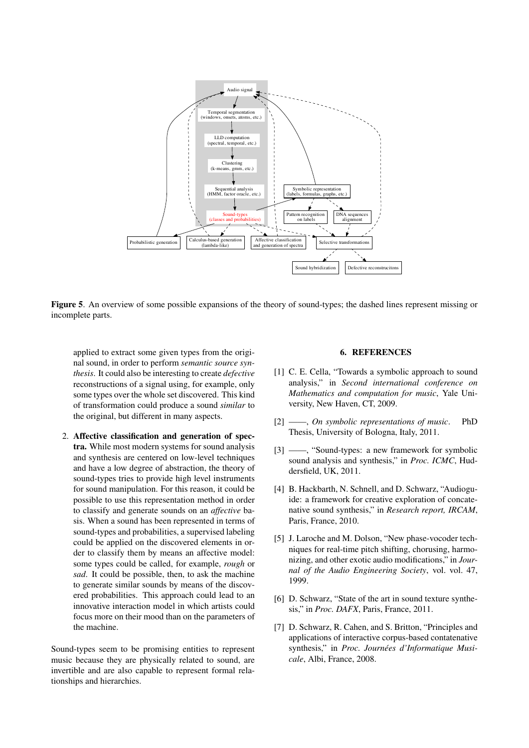Audio signal

Temporal segmentation
(windows, onsets, atoms, etc.)

LLD computation
(spectral, temporal, etc.)

Clustering
(k-means, gmm, etc.)

Sequential analysis
(HMM, factor oracle, etc.)

Sound-types
(classes and probabilities)

Symbolic representation
(labels, formulas, graphs, etc.)

Pattern recognition
on labels

DNA sequences
alignment

Probabilistic generation

Calculus-based generation
(lambda-like)

Affective classification
and generation of spectra

Selective transformations

Sound hybridization

Defective reconstrucitons

**Figure 5**. An overview of some possible expansions of the theory of sound-types; the dashed lines represent missing or incomplete parts.

applied to extract some given types from the original sound, in order to perform *semantic source synthesis*. It could also be interesting to create *defective* reconstructions of a signal using, for example, only some types over the whole set discovered. This kind of transformation could produce a sound *similar* to the original, but different in many aspects.

2. **Affective classification and generation of spectra.** While most modern systems for sound analysis and synthesis are centered on low-level techniques and have a low degree of abstraction, the theory of sound-types tries to provide high level instruments for sound manipulation. For this reason, it could be possible to use this representation method in order to classify and generate sounds on an *affective* basis. When a sound has been represented in terms of sound-types and probabilities, a supervised labeling could be applied on the discovered elements in order to classify them by means an affective model: some types could be called, for example, *rough* or *sad*. It could be possible, then, to ask the machine to generate similar sounds by means of the discovered probabilities. This approach could lead to an innovative interaction model in which artists could focus more on their mood than on the parameters of the machine.

Sound-types seem to be promising entities to represent music because they are physically related to sound, are invertible and are also capable to represent formal relationships and hierarchies.

## 6. REFERENCES

[1] C. E. Cella, "Towards a symbolic approach to sound analysis," in *Second international conference on Mathematics and computation for music*, Yale University, New Haven, CT, 2009.

[2] ——, *On symbolic representations of music*. PhD Thesis, University of Bologna, Italy, 2011.

[3] ——, "Sound-types: a new framework for symbolic sound analysis and synthesis," in *Proc. ICMC*, Huddersfield, UK, 2011.

[4] B. Hackbarth, N. Schnell, and D. Schwarz, "Audioguide: a framework for creative exploration of concatenative sound synthesis," in *Research report, IRCAM*, Paris, France, 2010.

[5] J. Laroche and M. Dolson, "New phase-vocoder techniques for real-time pitch shifting, chorusing, harmonizing, and other exotic audio modifications," in *Journal of the Audio Engineering Society*, vol. vol. 47, 1999.

[6] D. Schwarz, "State of the art in sound texture synthesis," in *Proc. DAFX*, Paris, France, 2011.

[7] D. Schwarz, R. Cahen, and S. Britton, "Principles and applications of interactive corpus-based contatenative synthesis," in *Proc. Journées d'Informatique Musicale*, Albi, France, 2008.